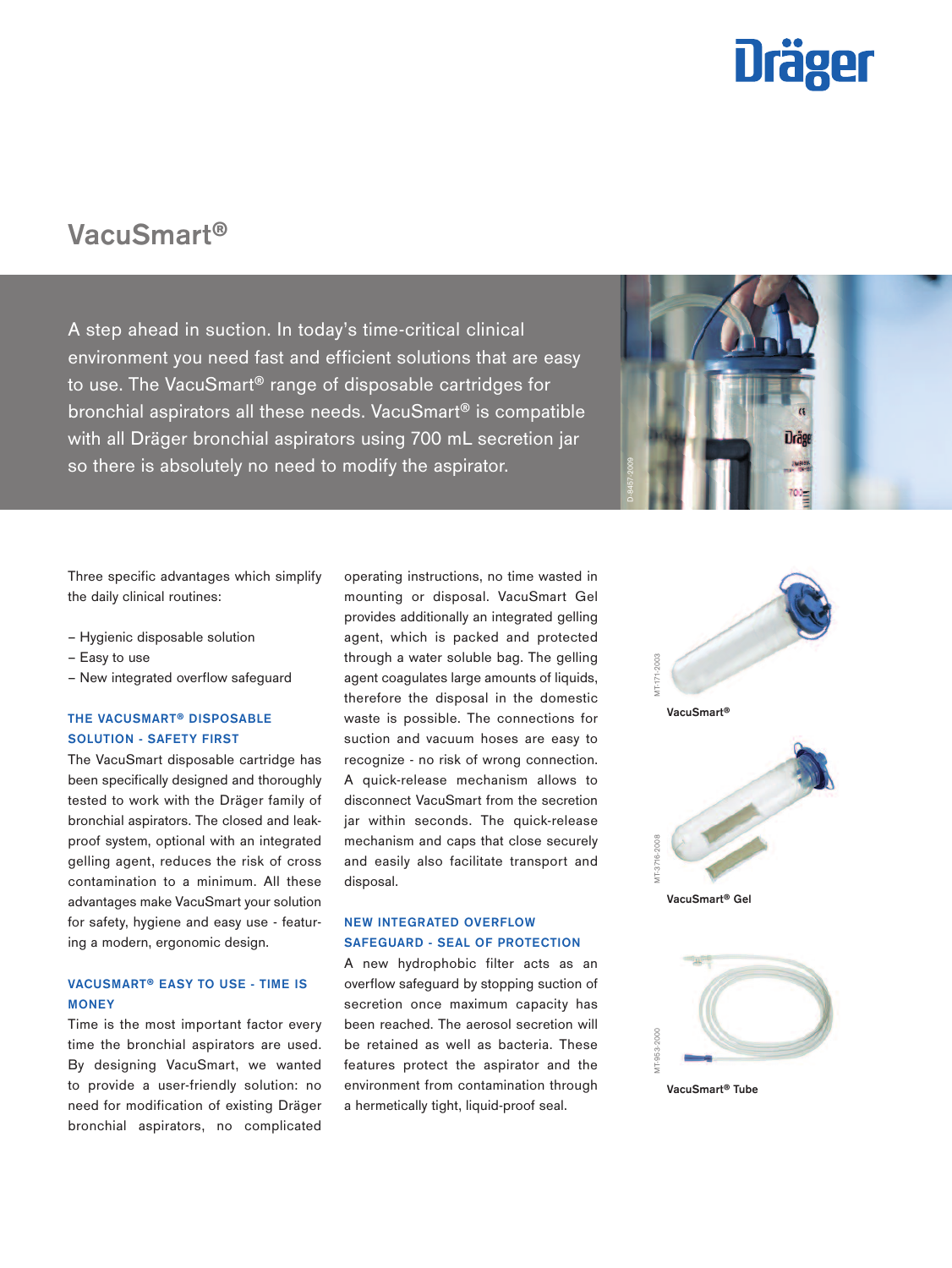# VacuSmart®

A step ahead in suction. In today's time-critical clinical environment you need fast and efficient solutions that are easy to use. The VacuSmart® range of disposable cartridges for bronchial aspirators all these needs. VacuSmart® is compatible with all Dräger bronchial aspirators using 700 mL secretion jar so there is absolutely no need to modify the aspirator.

Three specific advantages which simplify the daily clinical routines:

- Hygienic disposable solution
- Easy to use
- New integrated overflow safeguard

### THE VACUSMART® DISPOSABLE SOLUTION - SAFETY FIRST

The VacuSmart disposable cartridge has been specifically designed and thoroughly tested to work with the Dräger family of bronchial aspirators. The closed and leak-proof system, optional with an integrated gelling agent, reduces the risk of cross contamination to a minimum. All these advantages make VacuSmart your solution for safety, hygiene and easy use - featuring a modern, ergonomic design.

### VACUSMART® EASY TO USE - TIME IS MONEY

Time is the most important factor every time the bronchial aspirators are used. By designing VacuSmart, we wanted to provide a user-friendly solution: no need for modification of existing Dräger bronchial aspirators, no complicated operating instructions, no time wasted in mounting or disposal. VacuSmart Gel provides additionally an integrated gelling agent, which is packed and protected through a water soluble bag. The gelling agent coagulates large amounts of liquids, therefore the disposal in the domestic waste is possible. The connections for suction and vacuum hoses are easy to recognize - no risk of wrong connection. A quick-release mechanism allows to disconnect VacuSmart from the secretion jar within seconds. The quick-release mechanism and caps that close securely and easily also facilitate transport and disposal.

### NEW INTEGRATED OVERFLOW SAFEGUARD - SEAL OF PROTECTION

A new hydrophobic filter acts as an overflow safeguard by stopping suction of secretion once maximum capacity has been reached. The aerosol secretion will be retained as well as bacteria. These features protect the aspirator and the environment from contamination through a hermetically tight, liquid-proof seal.

VacuSmart®

VacuSmart® Gel

VacuSmart® Tube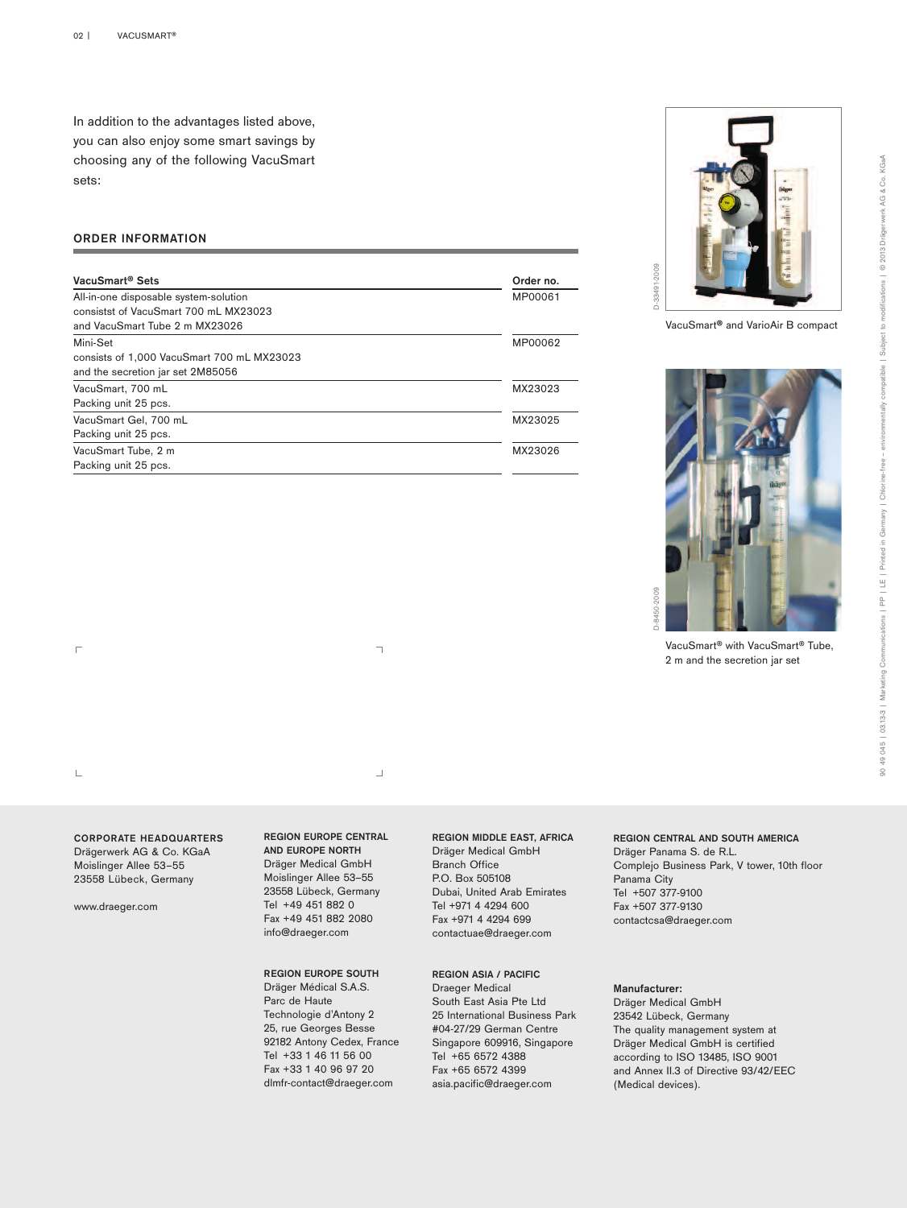In addition to the advantages listed above, you can also enjoy some smart savings by choosing any of the following VacuSmart sets:

## ORDER INFORMATION

| VacuSmart® Sets | Order no. |
|---|---|
| All-in-one disposable system-solution consistst of VacuSmart 700 mL MX23023 and VacuSmart Tube 2 m MX23026 | MP00061 |
| Mini-Set consists of 1,000 VacuSmart 700 mL MX23023 and the secretion jar set 2M85056 | MP00062 |
| VacuSmart, 700 mL Packing unit 25 pcs. | MX23023 |
| VacuSmart Gel, 700 mL Packing unit 25 pcs. | MX23025 |
| VacuSmart Tube, 2 m Packing unit 25 pcs. | MX23026 |

D-33491-2009

VacuSmart® and VarioAir B compact

D-8450-2009

VacuSmart® with VacuSmart® Tube, 2 m and the secretion jar set

90 49 045 | 03.13-3 | Marketing Communications | PP | LE | Printed in Germany | Chlorine-free – environmentally compatible | Subject to modifications | © 2013 Drägerwerk AG & Co. KGaA

**CORPORATE HEADQUARTERS**
Drägerwerk AG & Co. KGaA
Moislinger Allee 53–55
23558 Lübeck, Germany

www.draeger.com

**REGION EUROPE CENTRAL AND EUROPE NORTH**
Dräger Medical GmbH
Moislinger Allee 53–55
23558 Lübeck, Germany
Tel +49 451 882 0
Fax +49 451 882 2080
info@draeger.com

**REGION EUROPE SOUTH**
Dräger Médical S.A.S.
Parc de Haute
Technologie d'Antony 2
25, rue Georges Besse
92182 Antony Cedex, France
Tel +33 1 46 11 56 00
Fax +33 1 40 96 97 20
dlmfr-contact@draeger.com

**REGION MIDDLE EAST, AFRICA**
Dräger Medical GmbH
Branch Office
P.O. Box 505108
Dubai, United Arab Emirates
Tel +971 4 4294 600
Fax +971 4 4294 699
contactuae@draeger.com

**REGION ASIA / PACIFIC**
Draeger Medical
South East Asia Pte Ltd
25 International Business Park
#04-27/29 German Centre
Singapore 609916, Singapore
Tel +65 6572 4388
Fax +65 6572 4399
asia.pacific@draeger.com

**REGION CENTRAL AND SOUTH AMERICA**
Dräger Panama S. de R.L.
Complejo Business Park, V tower, 10th floor
Panama City
Tel +507 377-9100
Fax +507 377-9130
contactcsa@draeger.com

**Manufacturer:**
Dräger Medical GmbH
23542 Lübeck, Germany
The quality management system at Dräger Medical GmbH is certified according to ISO 13485, ISO 9001 and Annex II.3 of Directive 93/42/EEC (Medical devices).